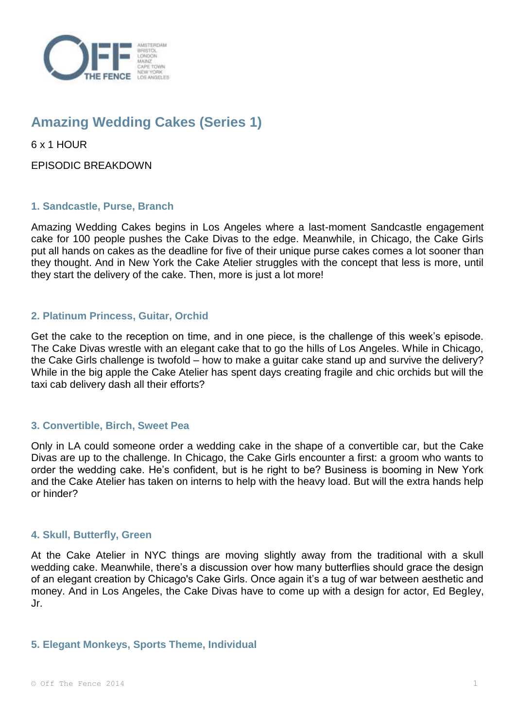# Amazing Wedding Cakes (Series 1)

6 x 1 HOUR

EPISODIC BREAKDOWN

### 1. Sandcastle, Purse, Branch

Amazing Wedding Cakes begins in Los Angeles where a last-moment Sandcastle engagement cake for 100 people pushes the Cake Divas to the edge. Meanwhile, in Chicago, the Cake Girls put all hands on cakes as the deadline for five of their unique purse cakes comes a lot sooner than they thought. And in New York the Cake Atelier struggles with the concept that less is more, until they start the delivery of the cake. Then, more is just a lot more!

### 2. Platinum Princess, Guitar, Orchid

Get the cake to the reception on time, and in one piece, is the challenge of this week's episode. The Cake Divas wrestle with an elegant cake that to go the hills of Los Angeles. While in Chicago, the Cake Girls challenge is twofold – how to make a guitar cake stand up and survive the delivery? While in the big apple the Cake Atelier has spent days creating fragile and chic orchids but will the taxi cab delivery dash all their efforts?

### 3. Convertible, Birch, Sweet Pea

Only in LA could someone order a wedding cake in the shape of a convertible car, but the Cake Divas are up to the challenge. In Chicago, the Cake Girls encounter a first: a groom who wants to order the wedding cake. He's confident, but is he right to be? Business is booming in New York and the Cake Atelier has taken on interns to help with the heavy load. But will the extra hands help or hinder?

### 4. Skull, Butterfly, Green

At the Cake Atelier in NYC things are moving slightly away from the traditional with a skull wedding cake. Meanwhile, there's a discussion over how many butterflies should grace the design of an elegant creation by Chicago's Cake Girls. Once again it's a tug of war between aesthetic and money. And in Los Angeles, the Cake Divas have to come up with a design for actor, Ed Begley, Jr.

### 5. Elegant Monkeys, Sports Theme, Individual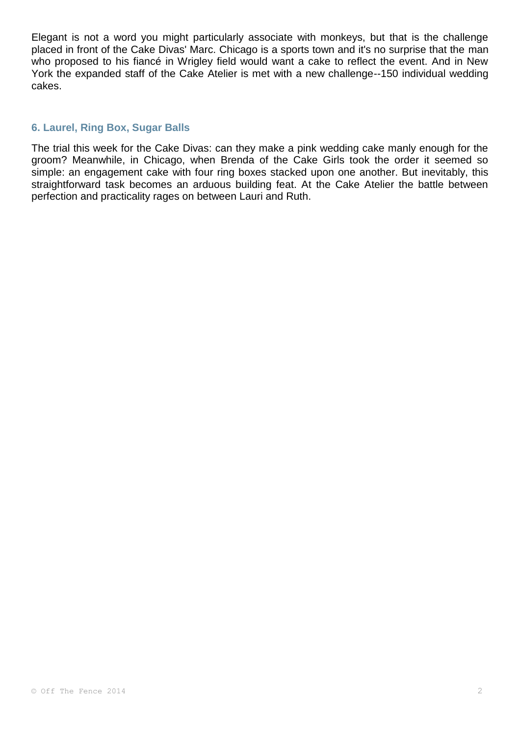Elegant is not a word you might particularly associate with monkeys, but that is the challenge placed in front of the Cake Divas' Marc. Chicago is a sports town and it's no surprise that the man who proposed to his fiancé in Wrigley field would want a cake to reflect the event. And in New York the expanded staff of the Cake Atelier is met with a new challenge--150 individual wedding cakes.

### 6. Laurel, Ring Box, Sugar Balls

The trial this week for the Cake Divas: can they make a pink wedding cake manly enough for the groom? Meanwhile, in Chicago, when Brenda of the Cake Girls took the order it seemed so simple: an engagement cake with four ring boxes stacked upon one another. But inevitably, this straightforward task becomes an arduous building feat. At the Cake Atelier the battle between perfection and practicality rages on between Lauri and Ruth.